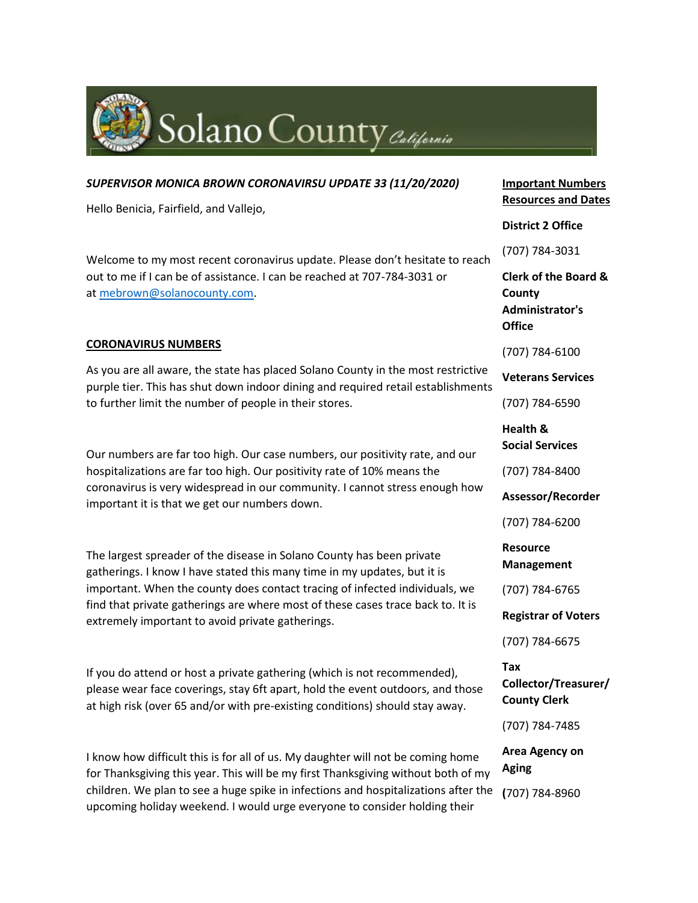Solano County California

***SUPERVISOR MONICA BROWN CORONAVIRSU UPDATE 33 (11/20/2020)***

Hello Benicia, Fairfield, and Vallejo,

Welcome to my most recent coronavirus update. Please don't hesitate to reach out to me if I can be of assistance. I can be reached at 707-784-3031 or at mebrown@solanocounty.com.

**CORONAVIRUS NUMBERS**

As you are all aware, the state has placed Solano County in the most restrictive purple tier. This has shut down indoor dining and required retail establishments to further limit the number of people in their stores.

Our numbers are far too high. Our case numbers, our positivity rate, and our hospitalizations are far too high. Our positivity rate of 10% means the coronavirus is very widespread in our community. I cannot stress enough how important it is that we get our numbers down.

The largest spreader of the disease in Solano County has been private gatherings. I know I have stated this many time in my updates, but it is important. When the county does contact tracing of infected individuals, we find that private gatherings are where most of these cases trace back to. It is extremely important to avoid private gatherings.

If you do attend or host a private gathering (which is not recommended), please wear face coverings, stay 6ft apart, hold the event outdoors, and those at high risk (over 65 and/or with pre-existing conditions) should stay away.

I know how difficult this is for all of us. My daughter will not be coming home for Thanksgiving this year. This will be my first Thanksgiving without both of my children. We plan to see a huge spike in infections and hospitalizations after the upcoming holiday weekend. I would urge everyone to consider holding their

**Important Numbers Resources and Dates**

**District 2 Office**

(707) 784-3031

**Clerk of the Board & County Administrator's Office**

(707) 784-6100

**Veterans Services**

(707) 784-6590

**Health & Social Services**

(707) 784-8400

**Assessor/Recorder**

(707) 784-6200

**Resource Management**

(707) 784-6765

**Registrar of Voters**

(707) 784-6675

**Tax Collector/Treasurer/ County Clerk**

(707) 784-7485

**Area Agency on Aging**

(707) 784-8960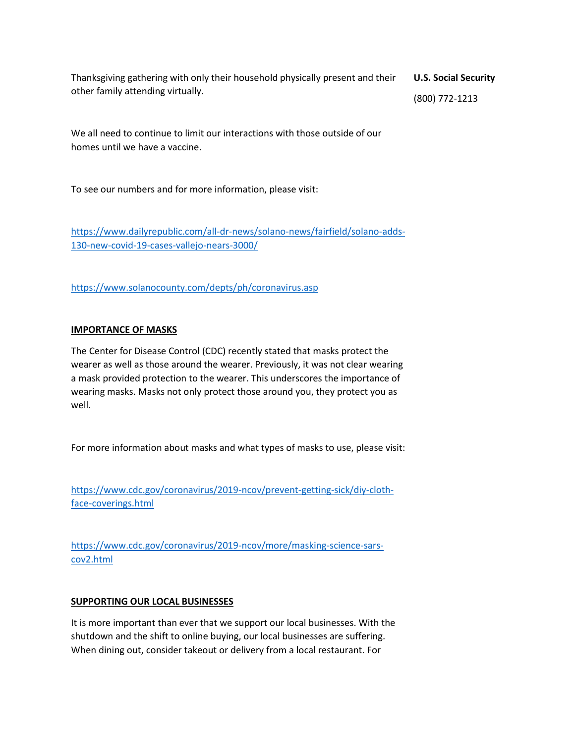Thanksgiving gathering with only their household physically present and their other family attending virtually.

**U.S. Social Security**

(800) 772-1213

We all need to continue to limit our interactions with those outside of our homes until we have a vaccine.

To see our numbers and for more information, please visit:

https://www.dailyrepublic.com/all-dr-news/solano-news/fairfield/solano-adds-130-new-covid-19-cases-vallejo-nears-3000/

https://www.solanocounty.com/depts/ph/coronavirus.asp

**IMPORTANCE OF MASKS**

The Center for Disease Control (CDC) recently stated that masks protect the wearer as well as those around the wearer. Previously, it was not clear wearing a mask provided protection to the wearer. This underscores the importance of wearing masks. Masks not only protect those around you, they protect you as well.

For more information about masks and what types of masks to use, please visit:

https://www.cdc.gov/coronavirus/2019-ncov/prevent-getting-sick/diy-cloth-face-coverings.html

https://www.cdc.gov/coronavirus/2019-ncov/more/masking-science-sars-cov2.html

**SUPPORTING OUR LOCAL BUSINESSES**

It is more important than ever that we support our local businesses. With the shutdown and the shift to online buying, our local businesses are suffering. When dining out, consider takeout or delivery from a local restaurant. For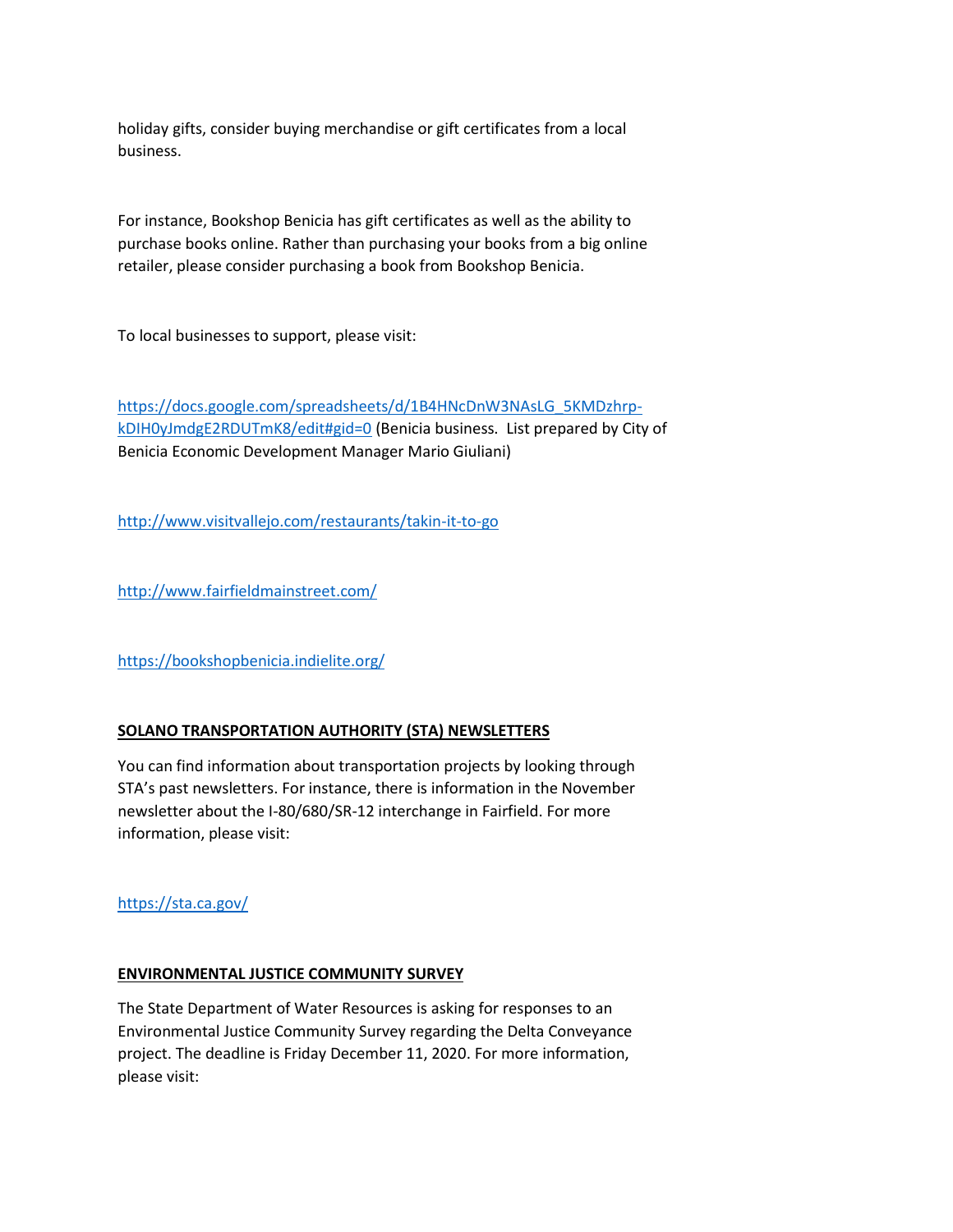holiday gifts, consider buying merchandise or gift certificates from a local business.

For instance, Bookshop Benicia has gift certificates as well as the ability to purchase books online. Rather than purchasing your books from a big online retailer, please consider purchasing a book from Bookshop Benicia.

To local businesses to support, please visit:

https://docs.google.com/spreadsheets/d/1B4HNcDnW3NAsLG_5KMDzhrp-kDIH0yJmdgE2RDUTmK8/edit#gid=0 (Benicia business. List prepared by City of Benicia Economic Development Manager Mario Giuliani)

http://www.visitvallejo.com/restaurants/takin-it-to-go

http://www.fairfieldmainstreet.com/

https://bookshopbenicia.indielite.org/

**SOLANO TRANSPORTATION AUTHORITY (STA) NEWSLETTERS**

You can find information about transportation projects by looking through STA's past newsletters. For instance, there is information in the November newsletter about the I-80/680/SR-12 interchange in Fairfield. For more information, please visit:

https://sta.ca.gov/

**ENVIRONMENTAL JUSTICE COMMUNITY SURVEY**

The State Department of Water Resources is asking for responses to an Environmental Justice Community Survey regarding the Delta Conveyance project. The deadline is Friday December 11, 2020. For more information, please visit: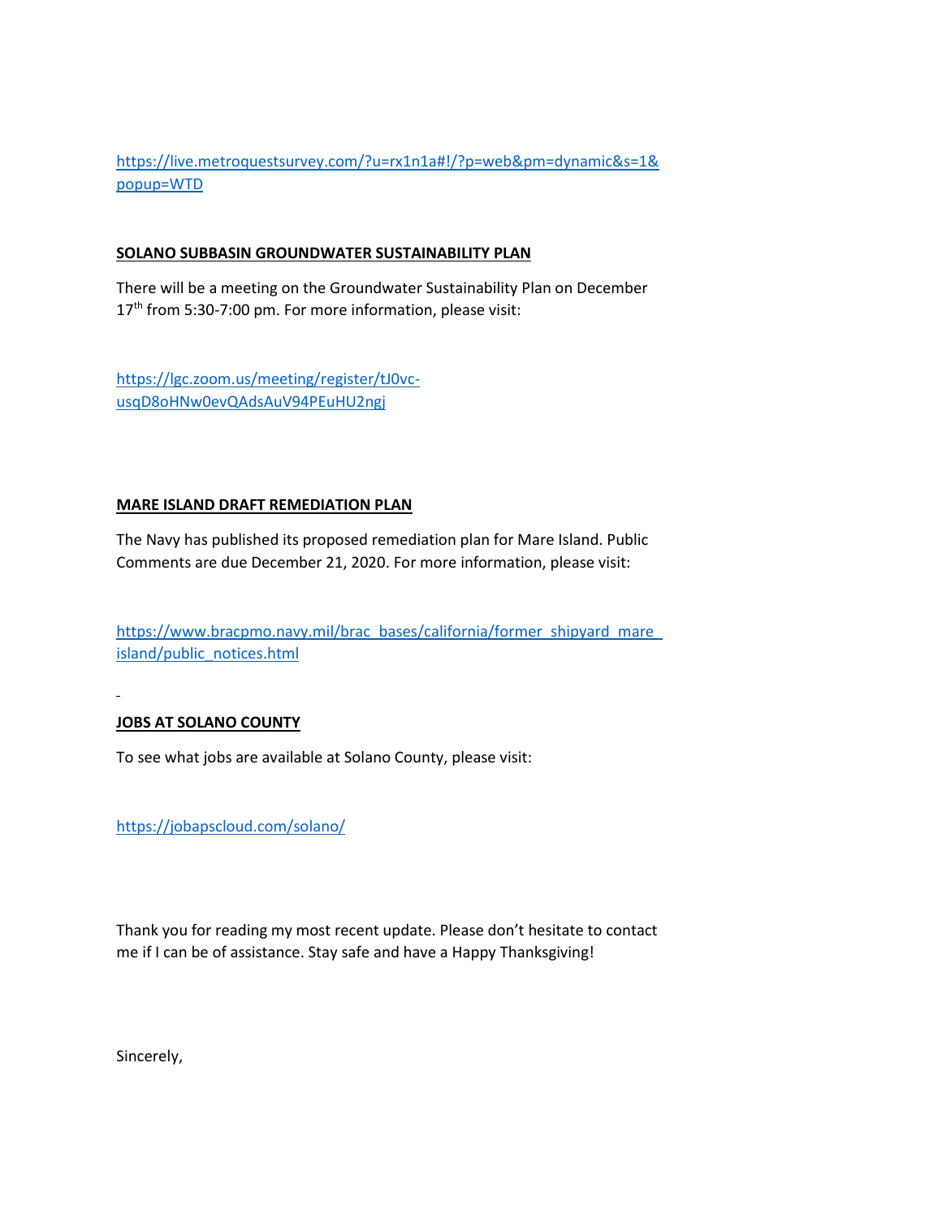https://live.metroquestsurvey.com/?u=rx1n1a#!/?p=web&pm=dynamic&s=1&popup=WTD

**SOLANO SUBBASIN GROUNDWATER SUSTAINABILITY PLAN**

There will be a meeting on the Groundwater Sustainability Plan on December 17th from 5:30-7:00 pm. For more information, please visit:

https://lgc.zoom.us/meeting/register/tJ0vc-usqD8oHNw0evQAdsAuV94PEuHU2ngj

**MARE ISLAND DRAFT REMEDIATION PLAN**

The Navy has published its proposed remediation plan for Mare Island. Public Comments are due December 21, 2020. For more information, please visit:

https://www.bracpmo.navy.mil/brac_bases/california/former_shipyard_mare_island/public_notices.html

**JOBS AT SOLANO COUNTY**

To see what jobs are available at Solano County, please visit:

https://jobapscloud.com/solano/

Thank you for reading my most recent update. Please don't hesitate to contact me if I can be of assistance. Stay safe and have a Happy Thanksgiving!

Sincerely,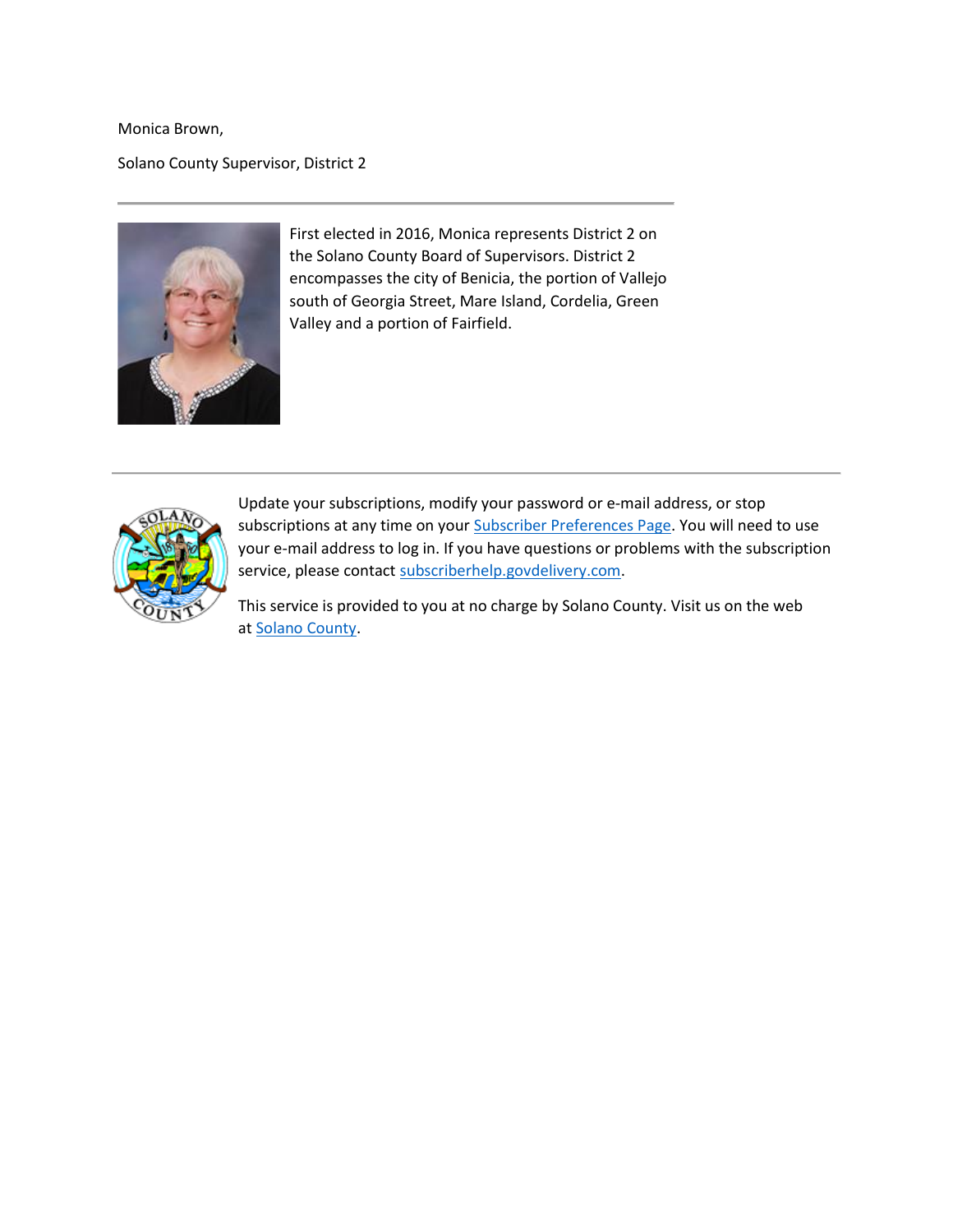Monica Brown,

Solano County Supervisor, District 2

---

First elected in 2016, Monica represents District 2 on the Solano County Board of Supervisors. District 2 encompasses the city of Benicia, the portion of Vallejo south of Georgia Street, Mare Island, Cordelia, Green Valley and a portion of Fairfield.

---

Update your subscriptions, modify your password or e-mail address, or stop subscriptions at any time on your Subscriber Preferences Page. You will need to use your e-mail address to log in. If you have questions or problems with the subscription service, please contact subscriberhelp.govdelivery.com.

This service is provided to you at no charge by Solano County. Visit us on the web at Solano County.